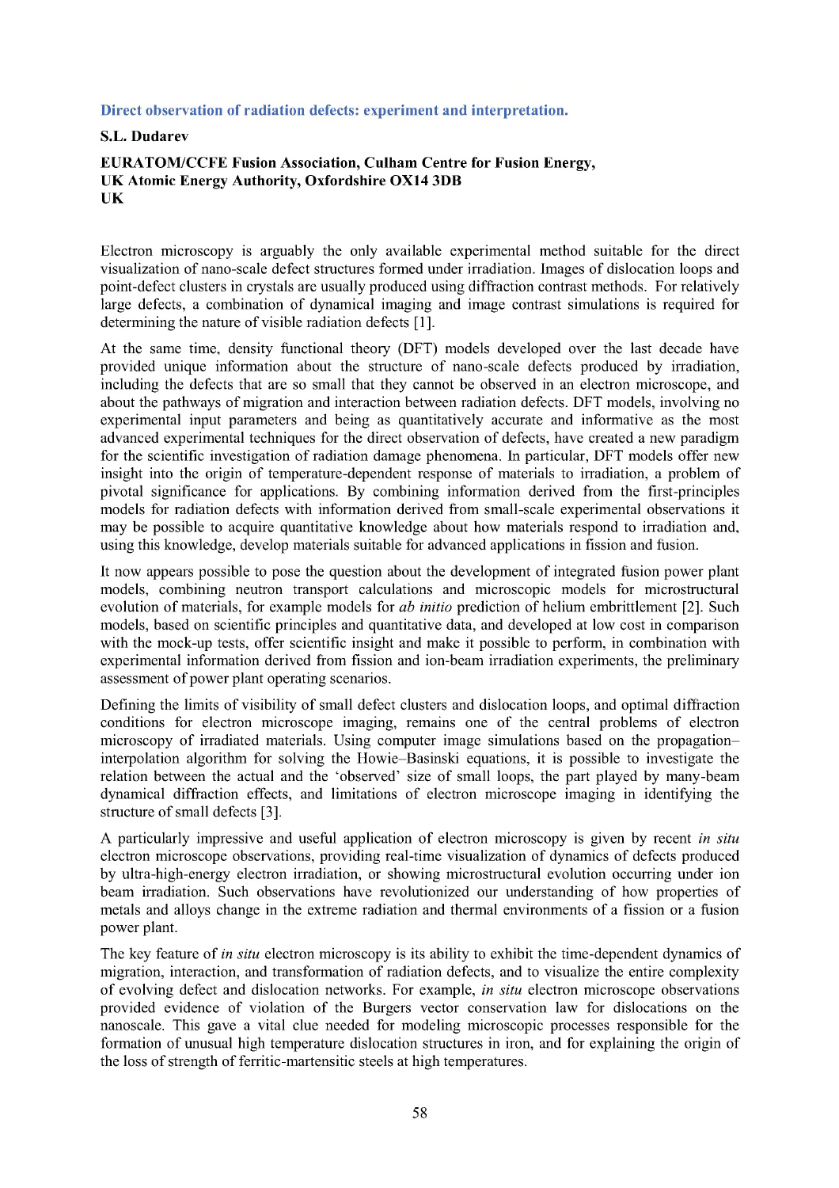## Direct observation of radiation defects: experiment and interpretation.

**S.L. Dudarev**

**EURATOM/CCFE Fusion Association, Culham Centre for Fusion Energy, UK Atomic Energy Authority, Oxfordshire OX14 3DB UK**

Electron microscopy is arguably the only available experimental method suitable for the direct visualization of nano-scale defect structures formed under irradiation. Images of dislocation loops and point-defect clusters in crystals are usually produced using diffraction contrast methods. For relatively large defects, a combination of dynamical imaging and image contrast simulations is required for determining the nature of visible radiation defects [1].

At the same time, density functional theory (DFT) models developed over the last decade have provided unique information about the structure of nano-scale defects produced by irradiation, including the defects that are so small that they cannot be observed in an electron microscope, and about the pathways of migration and interaction between radiation defects. DFT models, involving no experimental input parameters and being as quantitatively accurate and informative as the most advanced experimental techniques for the direct observation of defects, have created a new paradigm for the scientific investigation of radiation damage phenomena. In particular, DFT models offer new insight into the origin of temperature-dependent response of materials to irradiation, a problem of pivotal significance for applications. By combining information derived from the first-principles models for radiation defects with information derived from small-scale experimental observations it may be possible to acquire quantitative knowledge about how materials respond to irradiation and, using this knowledge, develop materials suitable for advanced applications in fission and fusion.

It now appears possible to pose the question about the development of integrated fusion power plant models, combining neutron transport calculations and microscopic models for microstructural evolution of materials, for example models for *ab initio* prediction of helium embrittlement [2]. Such models, based on scientific principles and quantitative data, and developed at low cost in comparison with the mock-up tests, offer scientific insight and make it possible to perform, in combination with experimental information derived from fission and ion-beam irradiation experiments, the preliminary assessment of power plant operating scenarios.

Defining the limits of visibility of small defect clusters and dislocation loops, and optimal diffraction conditions for electron microscope imaging, remains one of the central problems of electron microscopy of irradiated materials. Using computer image simulations based on the propagation–interpolation algorithm for solving the Howie–Basinski equations, it is possible to investigate the relation between the actual and the 'observed' size of small loops, the part played by many-beam dynamical diffraction effects, and limitations of electron microscope imaging in identifying the structure of small defects [3].

A particularly impressive and useful application of electron microscopy is given by recent *in situ* electron microscope observations, providing real-time visualization of dynamics of defects produced by ultra-high-energy electron irradiation, or showing microstructural evolution occurring under ion beam irradiation. Such observations have revolutionized our understanding of how properties of metals and alloys change in the extreme radiation and thermal environments of a fission or a fusion power plant.

The key feature of *in situ* electron microscopy is its ability to exhibit the time-dependent dynamics of migration, interaction, and transformation of radiation defects, and to visualize the entire complexity of evolving defect and dislocation networks. For example, *in situ* electron microscope observations provided evidence of violation of the Burgers vector conservation law for dislocations on the nanoscale. This gave a vital clue needed for modeling microscopic processes responsible for the formation of unusual high temperature dislocation structures in iron, and for explaining the origin of the loss of strength of ferritic-martensitic steels at high temperatures.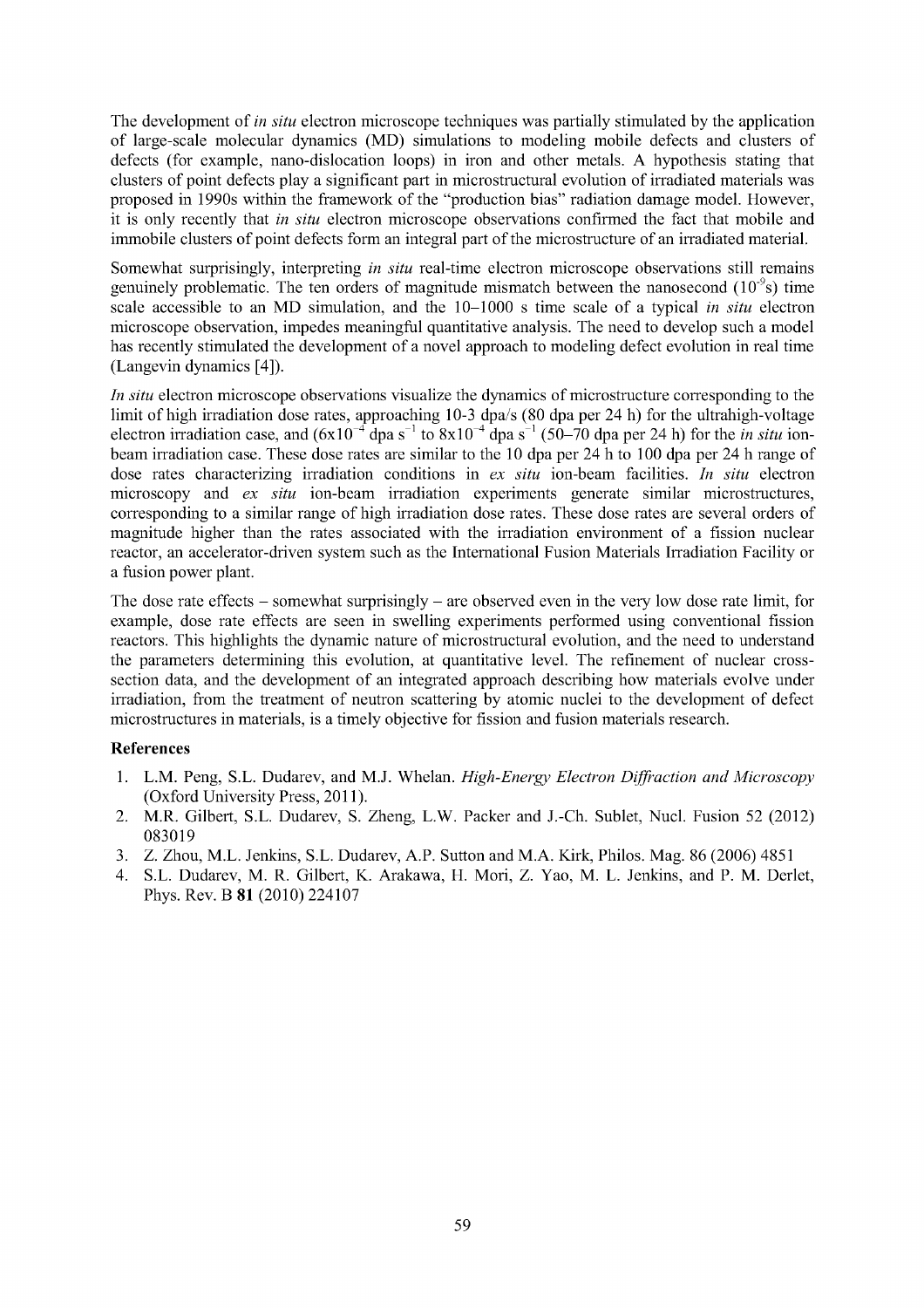The development of *in situ* electron microscope techniques was partially stimulated by the application of large-scale molecular dynamics (MD) simulations to modeling mobile defects and clusters of defects (for example, nano-dislocation loops) in iron and other metals. A hypothesis stating that clusters of point defects play a significant part in microstructural evolution of irradiated materials was proposed in 1990s within the framework of the "production bias" radiation damage model. However, it is only recently that *in situ* electron microscope observations confirmed the fact that mobile and immobile clusters of point defects form an integral part of the microstructure of an irradiated material.

Somewhat surprisingly, interpreting *in situ* real-time electron microscope observations still remains genuinely problematic. The ten orders of magnitude mismatch between the nanosecond ($10^{-9}$s) time scale accessible to an MD simulation, and the 10–1000 s time scale of a typical *in situ* electron microscope observation, impedes meaningful quantitative analysis. The need to develop such a model has recently stimulated the development of a novel approach to modeling defect evolution in real time (Langevin dynamics [4]).

*In situ* electron microscope observations visualize the dynamics of microstructure corresponding to the limit of high irradiation dose rates, approaching 10-3 dpa/s (80 dpa per 24 h) for the ultrahigh-voltage electron irradiation case, and ($6 \times 10^{-4}$ dpa $s^{-1}$ to $8 \times 10^{-4}$ dpa $s^{-1}$ (50–70 dpa per 24 h) for the *in situ* ion-beam irradiation case. These dose rates are similar to the 10 dpa per 24 h to 100 dpa per 24 h range of dose rates characterizing irradiation conditions in *ex situ* ion-beam facilities. *In situ* electron microscopy and *ex situ* ion-beam irradiation experiments generate similar microstructures, corresponding to a similar range of high irradiation dose rates. These dose rates are several orders of magnitude higher than the rates associated with the irradiation environment of a fission nuclear reactor, an accelerator-driven system such as the International Fusion Materials Irradiation Facility or a fusion power plant.

The dose rate effects – somewhat surprisingly – are observed even in the very low dose rate limit, for example, dose rate effects are seen in swelling experiments performed using conventional fission reactors. This highlights the dynamic nature of microstructural evolution, and the need to understand the parameters determining this evolution, at quantitative level. The refinement of nuclear cross-section data, and the development of an integrated approach describing how materials evolve under irradiation, from the treatment of neutron scattering by atomic nuclei to the development of defect microstructures in materials, is a timely objective for fission and fusion materials research.

**References**

1. L.M. Peng, S.L. Dudarev, and M.J. Whelan. *High-Energy Electron Diffraction and Microscopy* (Oxford University Press, 2011).
2. M.R. Gilbert, S.L. Dudarev, S. Zheng, L.W. Packer and J.-Ch. Sublet, Nucl. Fusion 52 (2012) 083019
3. Z. Zhou, M.L. Jenkins, S.L. Dudarev, A.P. Sutton and M.A. Kirk, Philos. Mag. 86 (2006) 4851
4. S.L. Dudarev, M. R. Gilbert, K. Arakawa, H. Mori, Z. Yao, M. L. Jenkins, and P. M. Derlet, Phys. Rev. B **81** (2010) 224107